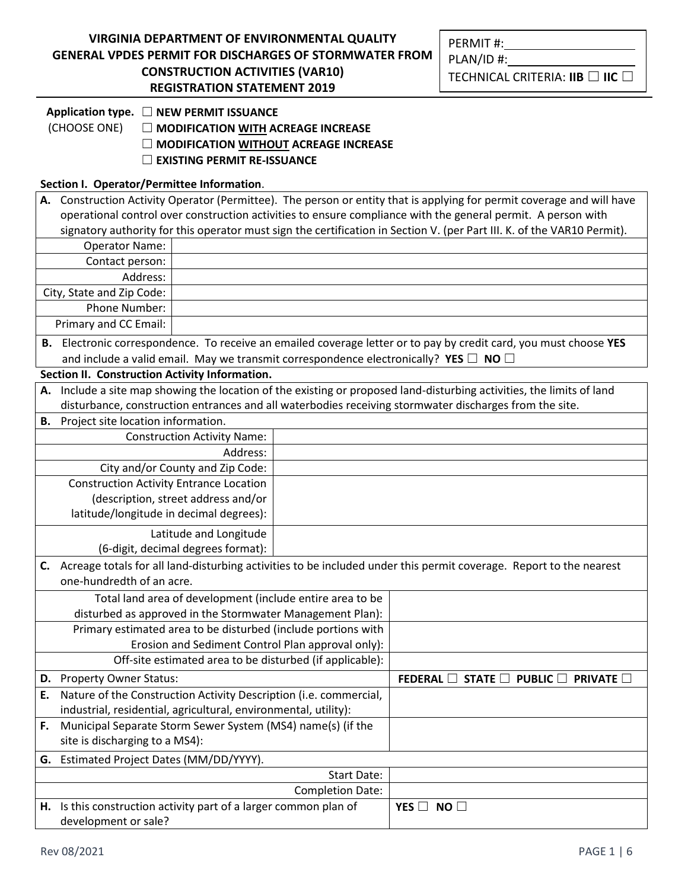**VIRGINIA DEPARTMENT OF ENVIRONMENTAL QUALITY**
**GENERAL VPDES PERMIT FOR DISCHARGES OF STORMWATER FROM CONSTRUCTION ACTIVITIES (VAR10)**
**REGISTRATION STATEMENT 2019**

PERMIT #:
PLAN/ID #:
TECHNICAL CRITERIA: **IIB** ☐ **IIC** ☐

**Application type.** (CHOOSE ONE)
☐ **NEW PERMIT ISSUANCE**
☐ **MODIFICATION WITH ACREAGE INCREASE**
☐ **MODIFICATION WITHOUT ACREAGE INCREASE**
☐ **EXISTING PERMIT RE-ISSUANCE**

**Section I. Operator/Permittee Information**.

**A.** Construction Activity Operator (Permittee). The person or entity that is applying for permit coverage and will have operational control over construction activities to ensure compliance with the general permit. A person with signatory authority for this operator must sign the certification in Section V. (per Part III. K. of the VAR10 Permit).

| | |
|---|---|
| Operator Name: | |
| Contact person: | |
| Address: | |
| City, State and Zip Code: | |
| Phone Number: | |
| Primary and CC Email: | |

**B.** Electronic correspondence. To receive an emailed coverage letter or to pay by credit card, you must choose **YES** and include a valid email. May we transmit correspondence electronically? **YES** ☐ **NO** ☐

**Section II. Construction Activity Information.**

**A.** Include a site map showing the location of the existing or proposed land-disturbing activities, the limits of land disturbance, construction entrances and all waterbodies receiving stormwater discharges from the site.

**B.** Project site location information.

| | |
|---|---|
| Construction Activity Name: | |
| Address: | |
| City and/or County and Zip Code: | |
| Construction Activity Entrance Location (description, street address and/or latitude/longitude in decimal degrees): | |
| Latitude and Longitude (6-digit, decimal degrees format): | |

**C.** Acreage totals for all land-disturbing activities to be included under this permit coverage. Report to the nearest one-hundredth of an acre.

| | |
|---|---|
| Total land area of development (include entire area to be disturbed as approved in the Stormwater Management Plan): | |
| Primary estimated area to be disturbed (include portions with Erosion and Sediment Control Plan approval only): | |
| Off-site estimated area to be disturbed (if applicable): | |

| | |
|---|---|
| **D.** Property Owner Status: | **FEDERAL** ☐ **STATE** ☐ **PUBLIC** ☐ **PRIVATE** ☐ |
| **E.** Nature of the Construction Activity Description (i.e. commercial, industrial, residential, agricultural, environmental, utility): | |
| **F.** Municipal Separate Storm Sewer System (MS4) name(s) (if the site is discharging to a MS4): | |

**G.** Estimated Project Dates (MM/DD/YYYY).

| | |
|---|---|
| Start Date: | |
| Completion Date: | |

| | |
|---|---|
| **H.** Is this construction activity part of a larger common plan of development or sale? | **YES** ☐ **NO** ☐ |

Rev 08/2021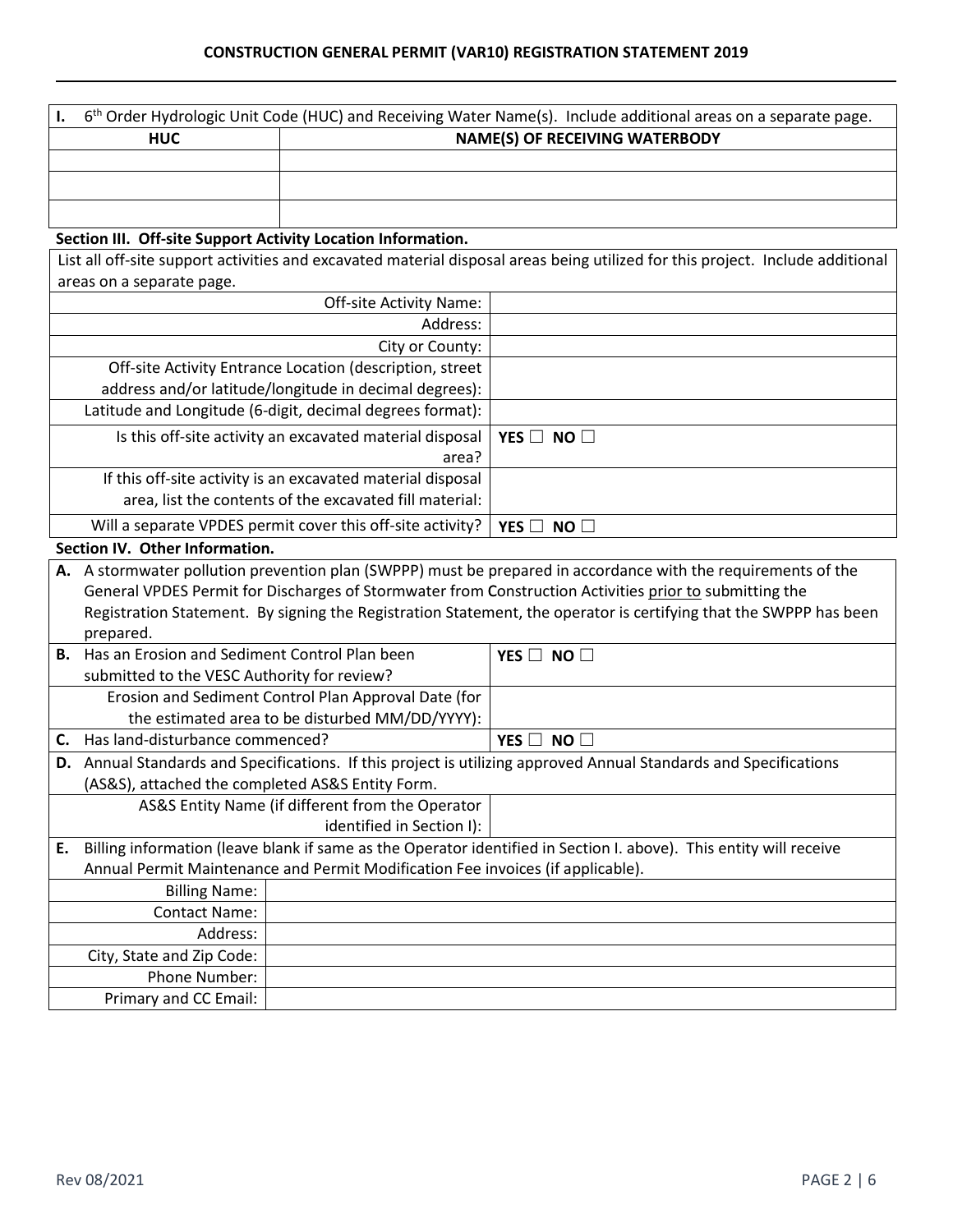**I.** 6th Order Hydrologic Unit Code (HUC) and Receiving Water Name(s). Include additional areas on a separate page.

| HUC | NAME(S) OF RECEIVING WATERBODY |
|---|---|
| | |
| | |
| | |

### Section III. Off-site Support Activity Location Information.

List all off-site support activities and excavated material disposal areas being utilized for this project. Include additional areas on a separate page.

| | |
|---|---|
| Off-site Activity Name: | |
| Address: | |
| City or County: | |
| Off-site Activity Entrance Location (description, street address and/or latitude/longitude in decimal degrees): | |
| Latitude and Longitude (6-digit, decimal degrees format): | |
| Is this off-site activity an excavated material disposal area? | **YES** ☐ **NO** ☐ |
| If this off-site activity is an excavated material disposal area, list the contents of the excavated fill material: | |
| Will a separate VPDES permit cover this off-site activity? | **YES** ☐ **NO** ☐ |

### Section IV. Other Information.

**A.** A stormwater pollution prevention plan (SWPPP) must be prepared in accordance with the requirements of the General VPDES Permit for Discharges of Stormwater from Construction Activities prior to submitting the Registration Statement. By signing the Registration Statement, the operator is certifying that the SWPPP has been prepared.

| | |
|---|---|
| **B.** Has an Erosion and Sediment Control Plan been submitted to the VESC Authority for review? | **YES** ☐ **NO** ☐ |
| Erosion and Sediment Control Plan Approval Date (for the estimated area to be disturbed MM/DD/YYYY): | |
| **C.** Has land-disturbance commenced? | **YES** ☐ **NO** ☐ |

**D.** Annual Standards and Specifications. If this project is utilizing approved Annual Standards and Specifications (AS&S), attached the completed AS&S Entity Form.

| | |
|---|---|
| AS&S Entity Name (if different from the Operator identified in Section I): | |

**E.** Billing information (leave blank if same as the Operator identified in Section I. above). This entity will receive Annual Permit Maintenance and Permit Modification Fee invoices (if applicable).

| | |
|---|---|
| Billing Name: | |
| Contact Name: | |
| Address: | |
| City, State and Zip Code: | |
| Phone Number: | |
| Primary and CC Email: | |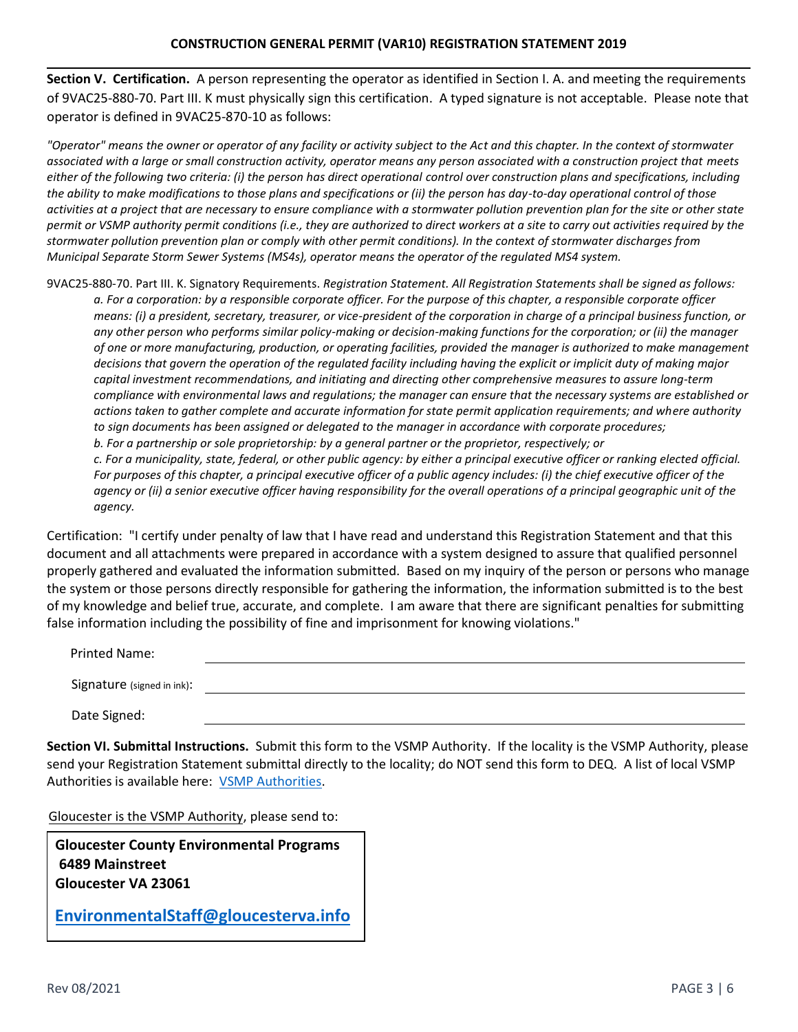**Section V. Certification.** A person representing the operator as identified in Section I. A. and meeting the requirements of 9VAC25-880-70. Part III. K must physically sign this certification. A typed signature is not acceptable. Please note that operator is defined in 9VAC25-870-10 as follows:

*"Operator" means the owner or operator of any facility or activity subject to the Act and this chapter. In the context of stormwater associated with a large or small construction activity, operator means any person associated with a construction project that meets either of the following two criteria: (i) the person has direct operational control over construction plans and specifications, including the ability to make modifications to those plans and specifications or (ii) the person has day-to-day operational control of those activities at a project that are necessary to ensure compliance with a stormwater pollution prevention plan for the site or other state permit or VSMP authority permit conditions (i.e., they are authorized to direct workers at a site to carry out activities required by the stormwater pollution prevention plan or comply with other permit conditions). In the context of stormwater discharges from Municipal Separate Storm Sewer Systems (MS4s), operator means the operator of the regulated MS4 system.*

9VAC25-880-70. Part III. K. Signatory Requirements. *Registration Statement. All Registration Statements shall be signed as follows:*

*a. For a corporation: by a responsible corporate officer. For the purpose of this chapter, a responsible corporate officer means: (i) a president, secretary, treasurer, or vice-president of the corporation in charge of a principal business function, or any other person who performs similar policy-making or decision-making functions for the corporation; or (ii) the manager of one or more manufacturing, production, or operating facilities, provided the manager is authorized to make management decisions that govern the operation of the regulated facility including having the explicit or implicit duty of making major capital investment recommendations, and initiating and directing other comprehensive measures to assure long-term compliance with environmental laws and regulations; the manager can ensure that the necessary systems are established or actions taken to gather complete and accurate information for state permit application requirements; and where authority to sign documents has been assigned or delegated to the manager in accordance with corporate procedures;*

*b. For a partnership or sole proprietorship: by a general partner or the proprietor, respectively; or*

*c. For a municipality, state, federal, or other public agency: by either a principal executive officer or ranking elected official. For purposes of this chapter, a principal executive officer of a public agency includes: (i) the chief executive officer of the agency or (ii) a senior executive officer having responsibility for the overall operations of a principal geographic unit of the agency.*

Certification: "I certify under penalty of law that I have read and understand this Registration Statement and that this document and all attachments were prepared in accordance with a system designed to assure that qualified personnel properly gathered and evaluated the information submitted. Based on my inquiry of the person or persons who manage the system or those persons directly responsible for gathering the information, the information submitted is to the best of my knowledge and belief true, accurate, and complete. I am aware that there are significant penalties for submitting false information including the possibility of fine and imprisonment for knowing violations."

Printed Name: ____________________

Signature (signed in ink): ____________________

Date Signed: ____________________

**Section VI. Submittal Instructions.** Submit this form to the VSMP Authority. If the locality is the VSMP Authority, please send your Registration Statement submittal directly to the locality; do NOT send this form to DEQ. A list of local VSMP Authorities is available here: VSMP Authorities.

Gloucester is the VSMP Authority, please send to:

**Gloucester County Environmental Programs**
**6489 Mainstreet**
**Gloucester VA 23061**

**EnvironmentalStaff@gloucesterva.info**

Rev 08/2021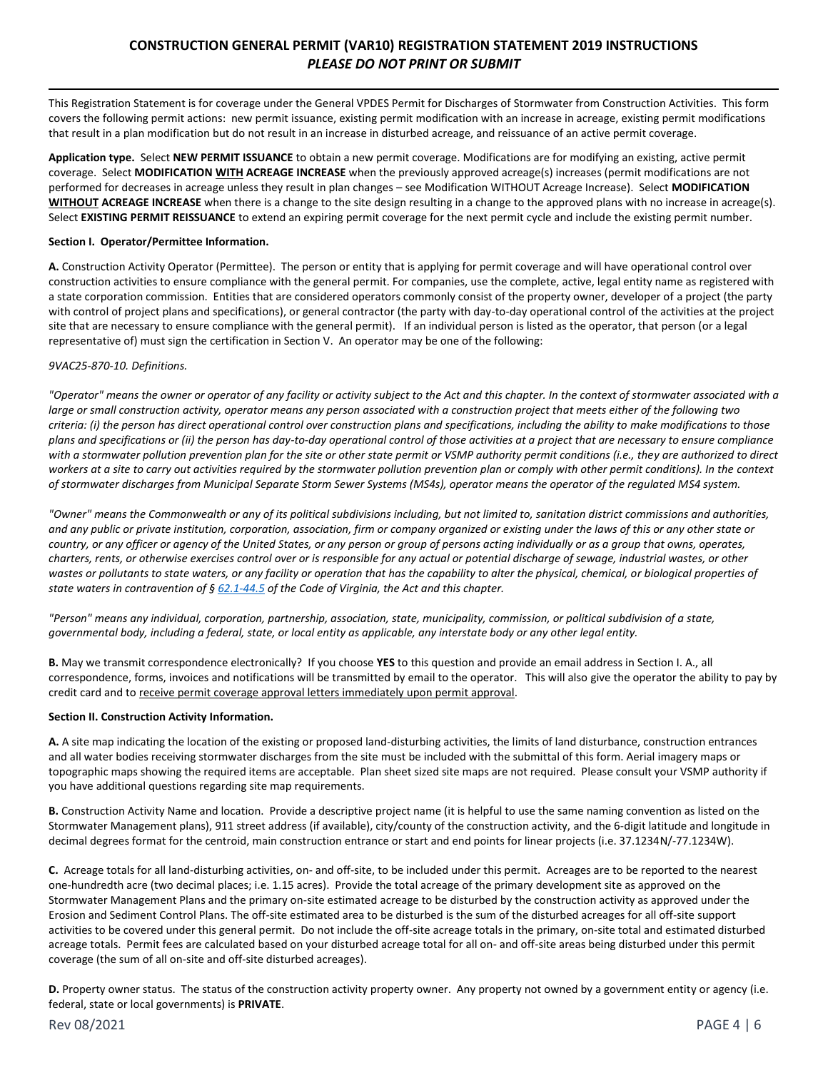# CONSTRUCTION GENERAL PERMIT (VAR10) REGISTRATION STATEMENT 2019 INSTRUCTIONS

*PLEASE DO NOT PRINT OR SUBMIT*

This Registration Statement is for coverage under the General VPDES Permit for Discharges of Stormwater from Construction Activities. This form covers the following permit actions: new permit issuance, existing permit modification with an increase in acreage, existing permit modifications that result in a plan modification but do not result in an increase in disturbed acreage, and reissuance of an active permit coverage.

**Application type.** Select **NEW PERMIT ISSUANCE** to obtain a new permit coverage. Modifications are for modifying an existing, active permit coverage. Select **MODIFICATION WITH ACREAGE INCREASE** when the previously approved acreage(s) increases (permit modifications are not performed for decreases in acreage unless they result in plan changes – see Modification WITHOUT Acreage Increase). Select **MODIFICATION WITHOUT ACREAGE INCREASE** when there is a change to the site design resulting in a change to the approved plans with no increase in acreage(s). Select **EXISTING PERMIT REISSUANCE** to extend an expiring permit coverage for the next permit cycle and include the existing permit number.

**Section I. Operator/Permittee Information.**

**A.** Construction Activity Operator (Permittee). The person or entity that is applying for permit coverage and will have operational control over construction activities to ensure compliance with the general permit. For companies, use the complete, active, legal entity name as registered with a state corporation commission. Entities that are considered operators commonly consist of the property owner, developer of a project (the party with control of project plans and specifications), or general contractor (the party with day-to-day operational control of the activities at the project site that are necessary to ensure compliance with the general permit). If an individual person is listed as the operator, that person (or a legal representative of) must sign the certification in Section V. An operator may be one of the following:

*9VAC25-870-10. Definitions.*

*"Operator" means the owner or operator of any facility or activity subject to the Act and this chapter. In the context of stormwater associated with a large or small construction activity, operator means any person associated with a construction project that meets either of the following two criteria: (i) the person has direct operational control over construction plans and specifications, including the ability to make modifications to those plans and specifications or (ii) the person has day-to-day operational control of those activities at a project that are necessary to ensure compliance with a stormwater pollution prevention plan for the site or other state permit or VSMP authority permit conditions (i.e., they are authorized to direct workers at a site to carry out activities required by the stormwater pollution prevention plan or comply with other permit conditions). In the context of stormwater discharges from Municipal Separate Storm Sewer Systems (MS4s), operator means the operator of the regulated MS4 system.*

*"Owner" means the Commonwealth or any of its political subdivisions including, but not limited to, sanitation district commissions and authorities, and any public or private institution, corporation, association, firm or company organized or existing under the laws of this or any other state or country, or any officer or agency of the United States, or any person or group of persons acting individually or as a group that owns, operates, charters, rents, or otherwise exercises control over or is responsible for any actual or potential discharge of sewage, industrial wastes, or other wastes or pollutants to state waters, or any facility or operation that has the capability to alter the physical, chemical, or biological properties of state waters in contravention of § 62.1-44.5 of the Code of Virginia, the Act and this chapter.*

*"Person" means any individual, corporation, partnership, association, state, municipality, commission, or political subdivision of a state, governmental body, including a federal, state, or local entity as applicable, any interstate body or any other legal entity.*

**B.** May we transmit correspondence electronically? If you choose **YES** to this question and provide an email address in Section I. A., all correspondence, forms, invoices and notifications will be transmitted by email to the operator. This will also give the operator the ability to pay by credit card and to receive permit coverage approval letters immediately upon permit approval.

**Section II. Construction Activity Information.**

**A.** A site map indicating the location of the existing or proposed land-disturbing activities, the limits of land disturbance, construction entrances and all water bodies receiving stormwater discharges from the site must be included with the submittal of this form. Aerial imagery maps or topographic maps showing the required items are acceptable. Plan sheet sized site maps are not required. Please consult your VSMP authority if you have additional questions regarding site map requirements.

**B.** Construction Activity Name and location. Provide a descriptive project name (it is helpful to use the same naming convention as listed on the Stormwater Management plans), 911 street address (if available), city/county of the construction activity, and the 6-digit latitude and longitude in decimal degrees format for the centroid, main construction entrance or start and end points for linear projects (i.e. 37.1234N/-77.1234W).

**C.** Acreage totals for all land-disturbing activities, on- and off-site, to be included under this permit. Acreages are to be reported to the nearest one-hundredth acre (two decimal places; i.e. 1.15 acres). Provide the total acreage of the primary development site as approved on the Stormwater Management Plans and the primary on-site estimated acreage to be disturbed by the construction activity as approved under the Erosion and Sediment Control Plans. The off-site estimated area to be disturbed is the sum of the disturbed acreages for all off-site support activities to be covered under this general permit. Do not include the off-site acreage totals in the primary, on-site total and estimated disturbed acreage totals. Permit fees are calculated based on your disturbed acreage total for all on- and off-site areas being disturbed under this permit coverage (the sum of all on-site and off-site disturbed acreages).

**D.** Property owner status. The status of the construction activity property owner. Any property not owned by a government entity or agency (i.e. federal, state or local governments) is **PRIVATE**.

Rev 08/2021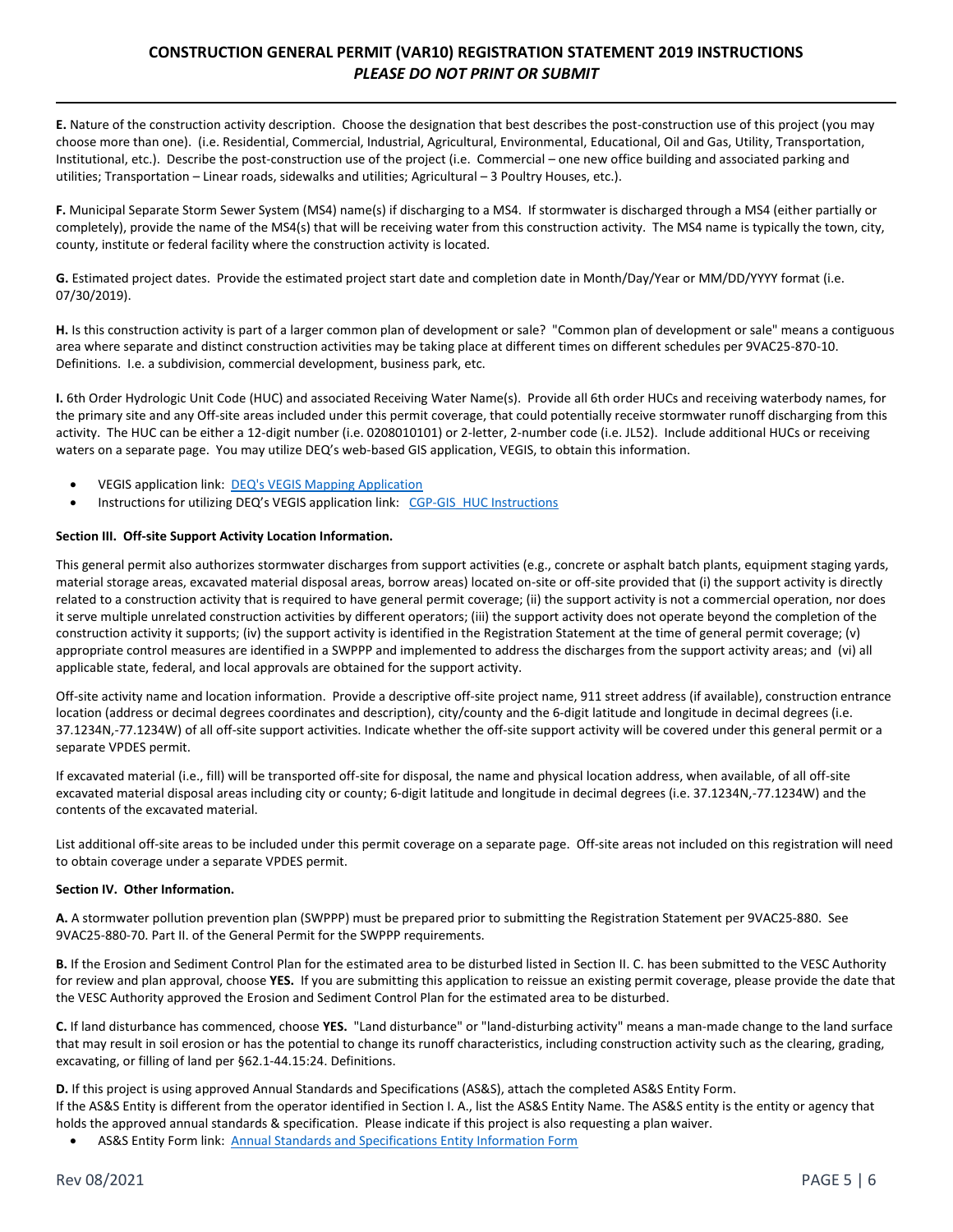**E.** Nature of the construction activity description. Choose the designation that best describes the post-construction use of this project (you may choose more than one). (i.e. Residential, Commercial, Industrial, Agricultural, Environmental, Educational, Oil and Gas, Utility, Transportation, Institutional, etc.). Describe the post-construction use of the project (i.e. Commercial – one new office building and associated parking and utilities; Transportation – Linear roads, sidewalks and utilities; Agricultural – 3 Poultry Houses, etc.).

**F.** Municipal Separate Storm Sewer System (MS4) name(s) if discharging to a MS4. If stormwater is discharged through a MS4 (either partially or completely), provide the name of the MS4(s) that will be receiving water from this construction activity. The MS4 name is typically the town, city, county, institute or federal facility where the construction activity is located.

**G.** Estimated project dates. Provide the estimated project start date and completion date in Month/Day/Year or MM/DD/YYYY format (i.e. 07/30/2019).

**H.** Is this construction activity is part of a larger common plan of development or sale? "Common plan of development or sale" means a contiguous area where separate and distinct construction activities may be taking place at different times on different schedules per 9VAC25-870-10. Definitions. I.e. a subdivision, commercial development, business park, etc.

**I.** 6th Order Hydrologic Unit Code (HUC) and associated Receiving Water Name(s). Provide all 6th order HUCs and receiving waterbody names, for the primary site and any Off-site areas included under this permit coverage, that could potentially receive stormwater runoff discharging from this activity. The HUC can be either a 12-digit number (i.e. 0208010101) or 2-letter, 2-number code (i.e. JL52). Include additional HUCs or receiving waters on a separate page. You may utilize DEQ's web-based GIS application, VEGIS, to obtain this information.

- VEGIS application link: DEQ's VEGIS Mapping Application
- Instructions for utilizing DEQ's VEGIS application link: CGP-GIS HUC Instructions

**Section III. Off-site Support Activity Location Information.**

This general permit also authorizes stormwater discharges from support activities (e.g., concrete or asphalt batch plants, equipment staging yards, material storage areas, excavated material disposal areas, borrow areas) located on-site or off-site provided that (i) the support activity is directly related to a construction activity that is required to have general permit coverage; (ii) the support activity is not a commercial operation, nor does it serve multiple unrelated construction activities by different operators; (iii) the support activity does not operate beyond the completion of the construction activity it supports; (iv) the support activity is identified in the Registration Statement at the time of general permit coverage; (v) appropriate control measures are identified in a SWPPP and implemented to address the discharges from the support activity areas; and (vi) all applicable state, federal, and local approvals are obtained for the support activity.

Off-site activity name and location information. Provide a descriptive off-site project name, 911 street address (if available), construction entrance location (address or decimal degrees coordinates and description), city/county and the 6-digit latitude and longitude in decimal degrees (i.e. 37.1234N,-77.1234W) of all off-site support activities. Indicate whether the off-site support activity will be covered under this general permit or a separate VPDES permit.

If excavated material (i.e., fill) will be transported off-site for disposal, the name and physical location address, when available, of all off-site excavated material disposal areas including city or county; 6-digit latitude and longitude in decimal degrees (i.e. 37.1234N,-77.1234W) and the contents of the excavated material.

List additional off-site areas to be included under this permit coverage on a separate page. Off-site areas not included on this registration will need to obtain coverage under a separate VPDES permit.

**Section IV. Other Information.**

**A.** A stormwater pollution prevention plan (SWPPP) must be prepared prior to submitting the Registration Statement per 9VAC25-880. See 9VAC25-880-70. Part II. of the General Permit for the SWPPP requirements.

**B.** If the Erosion and Sediment Control Plan for the estimated area to be disturbed listed in Section II. C. has been submitted to the VESC Authority for review and plan approval, choose **YES.** If you are submitting this application to reissue an existing permit coverage, please provide the date that the VESC Authority approved the Erosion and Sediment Control Plan for the estimated area to be disturbed.

**C.** If land disturbance has commenced, choose **YES.** "Land disturbance" or "land-disturbing activity" means a man-made change to the land surface that may result in soil erosion or has the potential to change its runoff characteristics, including construction activity such as the clearing, grading, excavating, or filling of land per §62.1-44.15:24. Definitions.

**D.** If this project is using approved Annual Standards and Specifications (AS&S), attach the completed AS&S Entity Form.
If the AS&S Entity is different from the operator identified in Section I. A., list the AS&S Entity Name. The AS&S entity is the entity or agency that holds the approved annual standards & specification. Please indicate if this project is also requesting a plan waiver.

- AS&S Entity Form link: Annual Standards and Specifications Entity Information Form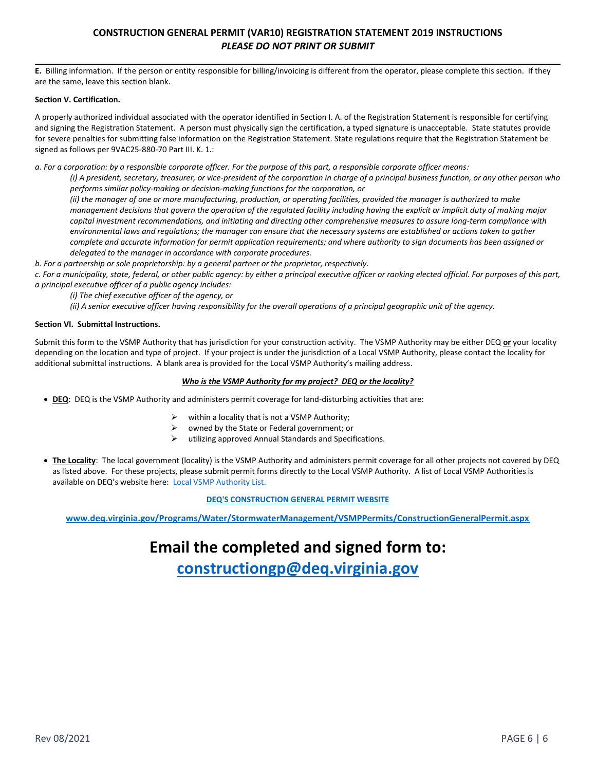**E.** Billing information. If the person or entity responsible for billing/invoicing is different from the operator, please complete this section. If they are the same, leave this section blank.

**Section V. Certification.**

A properly authorized individual associated with the operator identified in Section I. A. of the Registration Statement is responsible for certifying and signing the Registration Statement. A person must physically sign the certification, a typed signature is unacceptable. State statutes provide for severe penalties for submitting false information on the Registration Statement. State regulations require that the Registration Statement be signed as follows per 9VAC25-880-70 Part III. K. 1.:

*a. For a corporation: by a responsible corporate officer. For the purpose of this part, a responsible corporate officer means:*

*(i) A president, secretary, treasurer, or vice-president of the corporation in charge of a principal business function, or any other person who performs similar policy-making or decision-making functions for the corporation, or*

*(ii) the manager of one or more manufacturing, production, or operating facilities, provided the manager is authorized to make management decisions that govern the operation of the regulated facility including having the explicit or implicit duty of making major capital investment recommendations, and initiating and directing other comprehensive measures to assure long-term compliance with environmental laws and regulations; the manager can ensure that the necessary systems are established or actions taken to gather complete and accurate information for permit application requirements; and where authority to sign documents has been assigned or delegated to the manager in accordance with corporate procedures.*

*b. For a partnership or sole proprietorship: by a general partner or the proprietor, respectively.*

*c. For a municipality, state, federal, or other public agency: by either a principal executive officer or ranking elected official. For purposes of this part, a principal executive officer of a public agency includes:*

*(i) The chief executive officer of the agency, or*

*(ii) A senior executive officer having responsibility for the overall operations of a principal geographic unit of the agency.*

**Section VI. Submittal Instructions.**

Submit this form to the VSMP Authority that has jurisdiction for your construction activity. The VSMP Authority may be either DEQ **or** your locality depending on the location and type of project. If your project is under the jurisdiction of a Local VSMP Authority, please contact the locality for additional submittal instructions. A blank area is provided for the Local VSMP Authority's mailing address.

***Who is the VSMP Authority for my project? DEQ or the locality?***

- **DEQ**: DEQ is the VSMP Authority and administers permit coverage for land-disturbing activities that are:
  - within a locality that is not a VSMP Authority;
  - owned by the State or Federal government; or
  - utilizing approved Annual Standards and Specifications.

- **The Locality**: The local government (locality) is the VSMP Authority and administers permit coverage for all other projects not covered by DEQ as listed above. For these projects, please submit permit forms directly to the Local VSMP Authority. A list of Local VSMP Authorities is available on DEQ's website here: Local VSMP Authority List.

**DEQ'S CONSTRUCTION GENERAL PERMIT WEBSITE**

**www.deq.virginia.gov/Programs/Water/StormwaterManagement/VSMPPermits/ConstructionGeneralPermit.aspx**

# Email the completed and signed form to:

# constructiongp@deq.virginia.gov